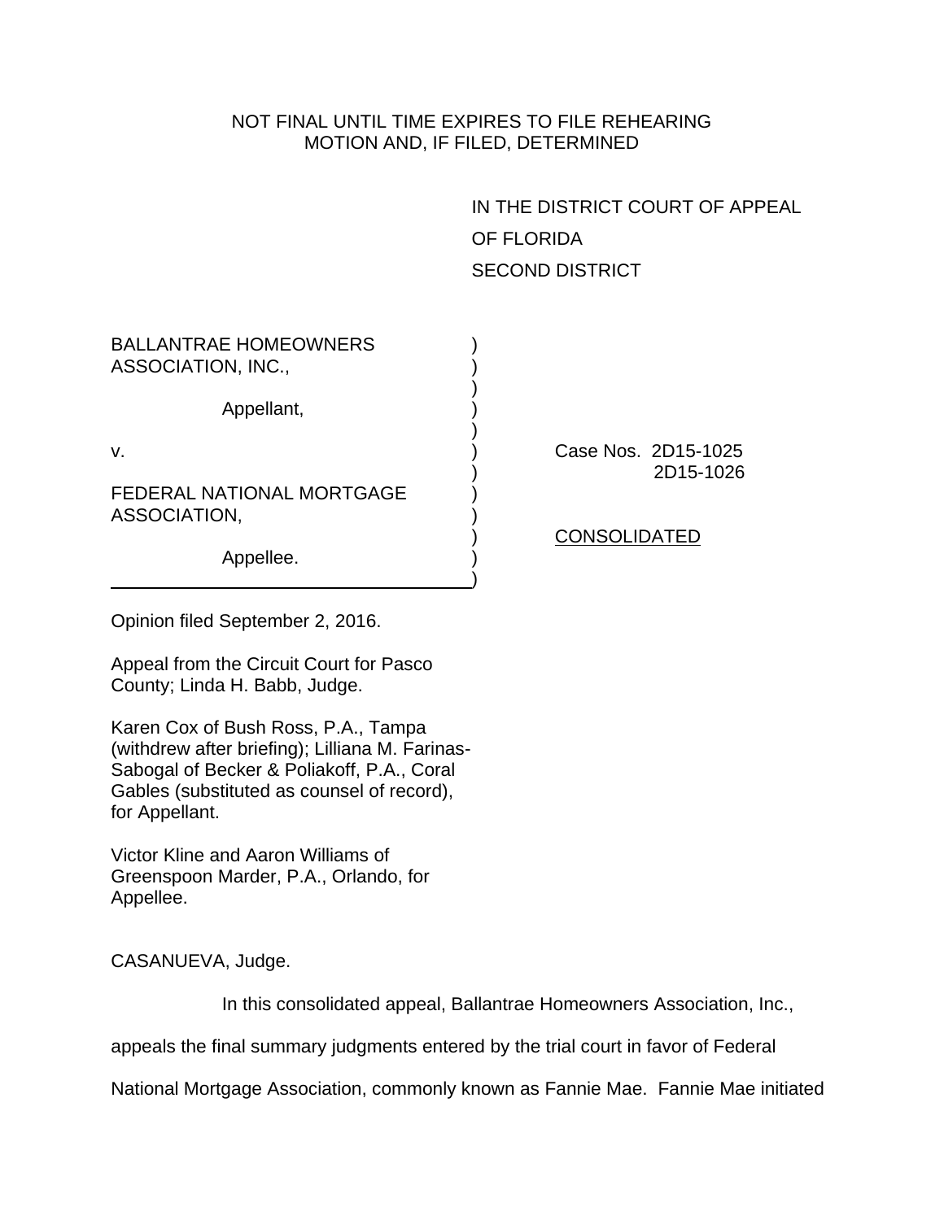NOT FINAL UNTIL TIME EXPIRES TO FILE REHEARING
MOTION AND, IF FILED, DETERMINED

IN THE DISTRICT COURT OF APPEAL
OF FLORIDA
SECOND DISTRICT

BALLANTRAE HOMEOWNERS ASSOCIATION, INC.,

Appellant,

v.

FEDERAL NATIONAL MORTGAGE ASSOCIATION,

Appellee.

Case Nos. 2D15-1025
2D15-1026

CONSOLIDATED

Opinion filed September 2, 2016.

Appeal from the Circuit Court for Pasco County; Linda H. Babb, Judge.

Karen Cox of Bush Ross, P.A., Tampa (withdrew after briefing); Lilliana M. Farinas-Sabogal of Becker & Poliakoff, P.A., Coral Gables (substituted as counsel of record), for Appellant.

Victor Kline and Aaron Williams of Greenspoon Marder, P.A., Orlando, for Appellee.

CASANUEVA, Judge.

In this consolidated appeal, Ballantrae Homeowners Association, Inc., appeals the final summary judgments entered by the trial court in favor of Federal National Mortgage Association, commonly known as Fannie Mae. Fannie Mae initiated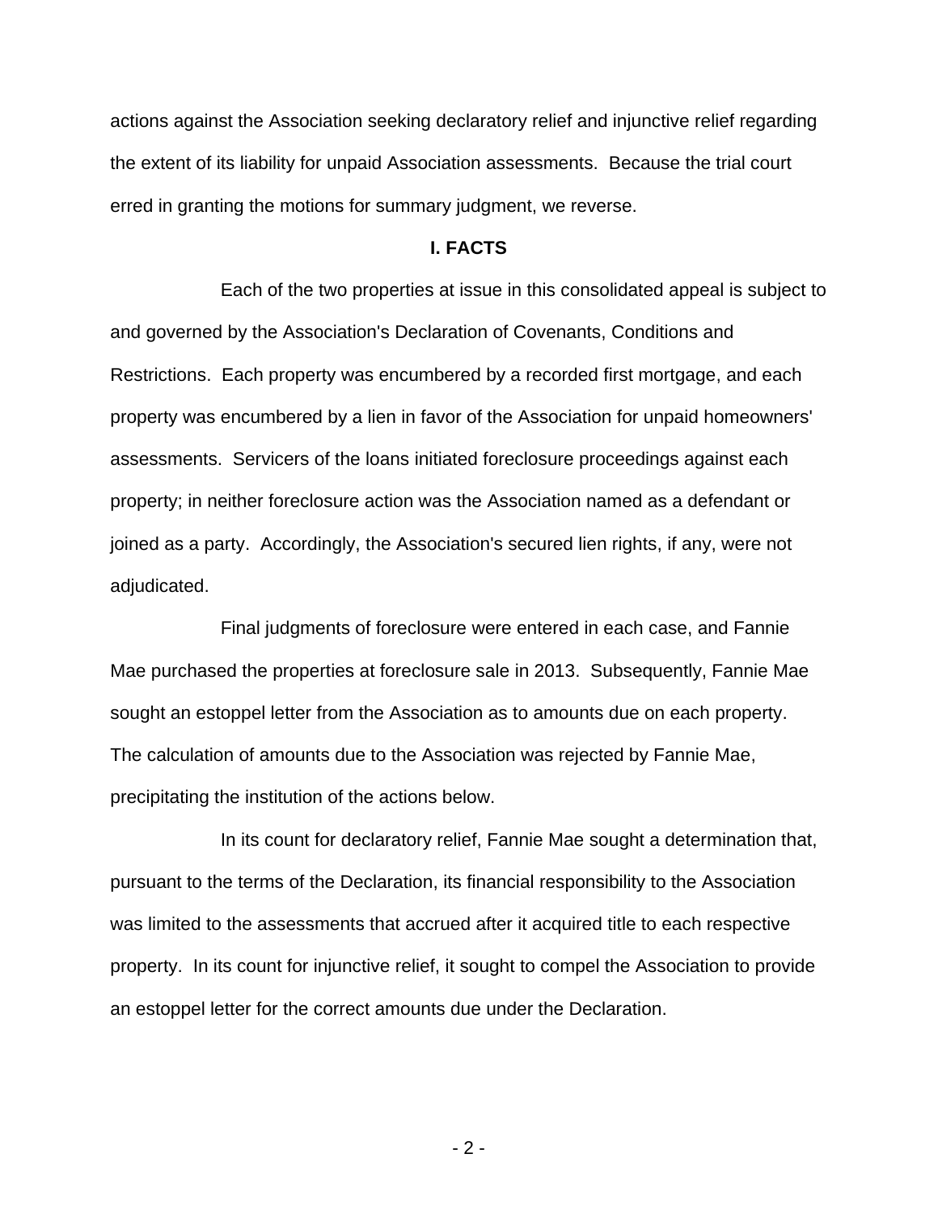actions against the Association seeking declaratory relief and injunctive relief regarding the extent of its liability for unpaid Association assessments. Because the trial court erred in granting the motions for summary judgment, we reverse.

## I. FACTS

Each of the two properties at issue in this consolidated appeal is subject to and governed by the Association's Declaration of Covenants, Conditions and Restrictions. Each property was encumbered by a recorded first mortgage, and each property was encumbered by a lien in favor of the Association for unpaid homeowners' assessments. Servicers of the loans initiated foreclosure proceedings against each property; in neither foreclosure action was the Association named as a defendant or joined as a party. Accordingly, the Association's secured lien rights, if any, were not adjudicated.

Final judgments of foreclosure were entered in each case, and Fannie Mae purchased the properties at foreclosure sale in 2013. Subsequently, Fannie Mae sought an estoppel letter from the Association as to amounts due on each property. The calculation of amounts due to the Association was rejected by Fannie Mae, precipitating the institution of the actions below.

In its count for declaratory relief, Fannie Mae sought a determination that, pursuant to the terms of the Declaration, its financial responsibility to the Association was limited to the assessments that accrued after it acquired title to each respective property. In its count for injunctive relief, it sought to compel the Association to provide an estoppel letter for the correct amounts due under the Declaration.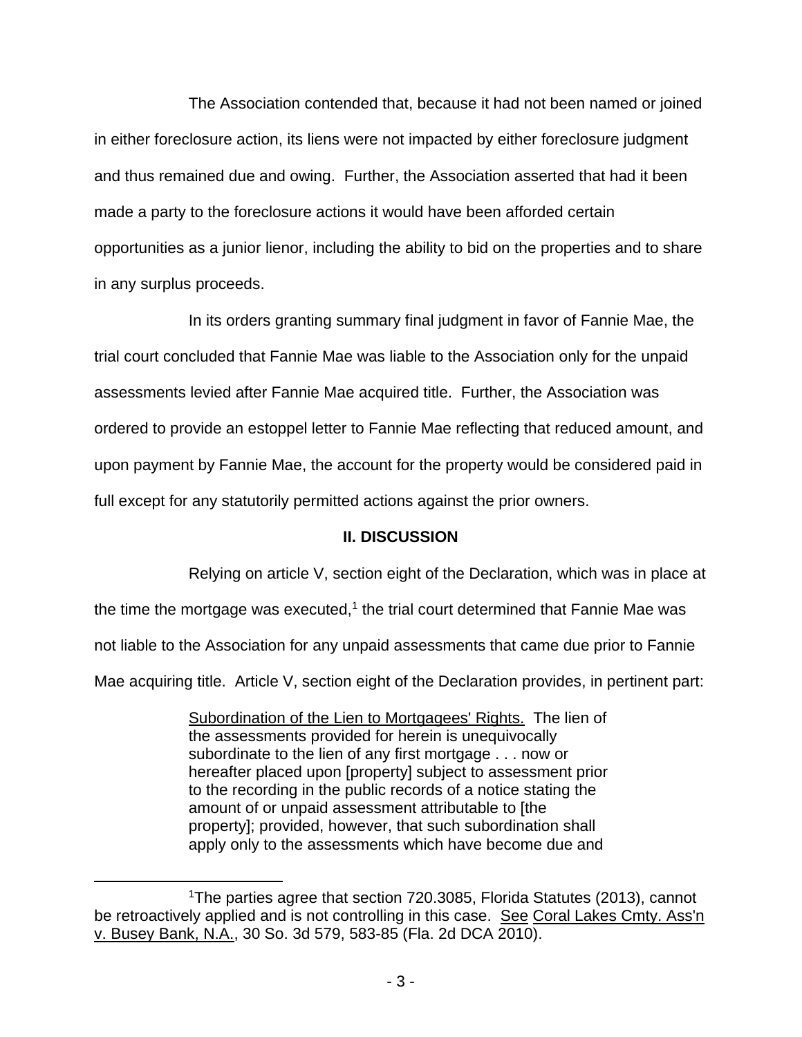The Association contended that, because it had not been named or joined in either foreclosure action, its liens were not impacted by either foreclosure judgment and thus remained due and owing. Further, the Association asserted that had it been made a party to the foreclosure actions it would have been afforded certain opportunities as a junior lienor, including the ability to bid on the properties and to share in any surplus proceeds.

In its orders granting summary final judgment in favor of Fannie Mae, the trial court concluded that Fannie Mae was liable to the Association only for the unpaid assessments levied after Fannie Mae acquired title. Further, the Association was ordered to provide an estoppel letter to Fannie Mae reflecting that reduced amount, and upon payment by Fannie Mae, the account for the property would be considered paid in full except for any statutorily permitted actions against the prior owners.

## II. DISCUSSION

Relying on article V, section eight of the Declaration, which was in place at the time the mortgage was executed,[1] the trial court determined that Fannie Mae was not liable to the Association for any unpaid assessments that came due prior to Fannie Mae acquiring title. Article V, section eight of the Declaration provides, in pertinent part:

> Subordination of the Lien to Mortgagees' Rights. The lien of the assessments provided for herein is unequivocally subordinate to the lien of any first mortgage . . . now or hereafter placed upon [property] subject to assessment prior to the recording in the public records of a notice stating the amount of or unpaid assessment attributable to [the property]; provided, however, that such subordination shall apply only to the assessments which have become due and

---

[1] The parties agree that section 720.3085, Florida Statutes (2013), cannot be retroactively applied and is not controlling in this case. See Coral Lakes Cmty. Ass'n v. Busey Bank, N.A., 30 So. 3d 579, 583-85 (Fla. 2d DCA 2010).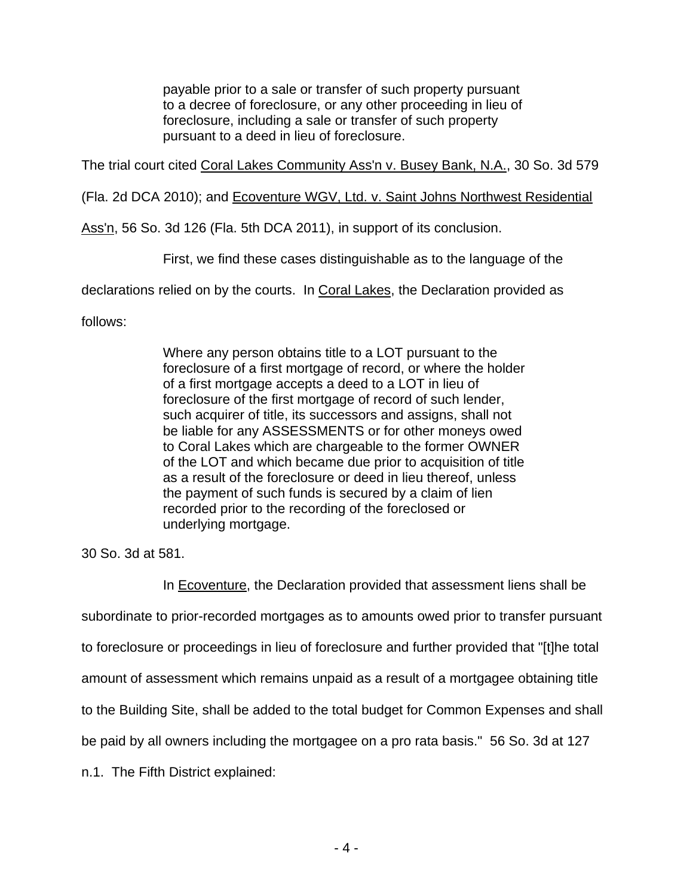> payable prior to a sale or transfer of such property pursuant to a decree of foreclosure, or any other proceeding in lieu of foreclosure, including a sale or transfer of such property pursuant to a deed in lieu of foreclosure.

The trial court cited Coral Lakes Community Ass'n v. Busey Bank, N.A., 30 So. 3d 579 (Fla. 2d DCA 2010); and Ecoventure WGV, Ltd. v. Saint Johns Northwest Residential Ass'n, 56 So. 3d 126 (Fla. 5th DCA 2011), in support of its conclusion.

First, we find these cases distinguishable as to the language of the declarations relied on by the courts. In Coral Lakes, the Declaration provided as follows:

> Where any person obtains title to a LOT pursuant to the foreclosure of a first mortgage of record, or where the holder of a first mortgage accepts a deed to a LOT in lieu of foreclosure of the first mortgage of record of such lender, such acquirer of title, its successors and assigns, shall not be liable for any ASSESSMENTS or for other moneys owed to Coral Lakes which are chargeable to the former OWNER of the LOT and which became due prior to acquisition of title as a result of the foreclosure or deed in lieu thereof, unless the payment of such funds is secured by a claim of lien recorded prior to the recording of the foreclosed or underlying mortgage.

30 So. 3d at 581.

In Ecoventure, the Declaration provided that assessment liens shall be subordinate to prior-recorded mortgages as to amounts owed prior to transfer pursuant to foreclosure or proceedings in lieu of foreclosure and further provided that "[t]he total amount of assessment which remains unpaid as a result of a mortgagee obtaining title to the Building Site, shall be added to the total budget for Common Expenses and shall be paid by all owners including the mortgagee on a pro rata basis." 56 So. 3d at 127 n.1. The Fifth District explained: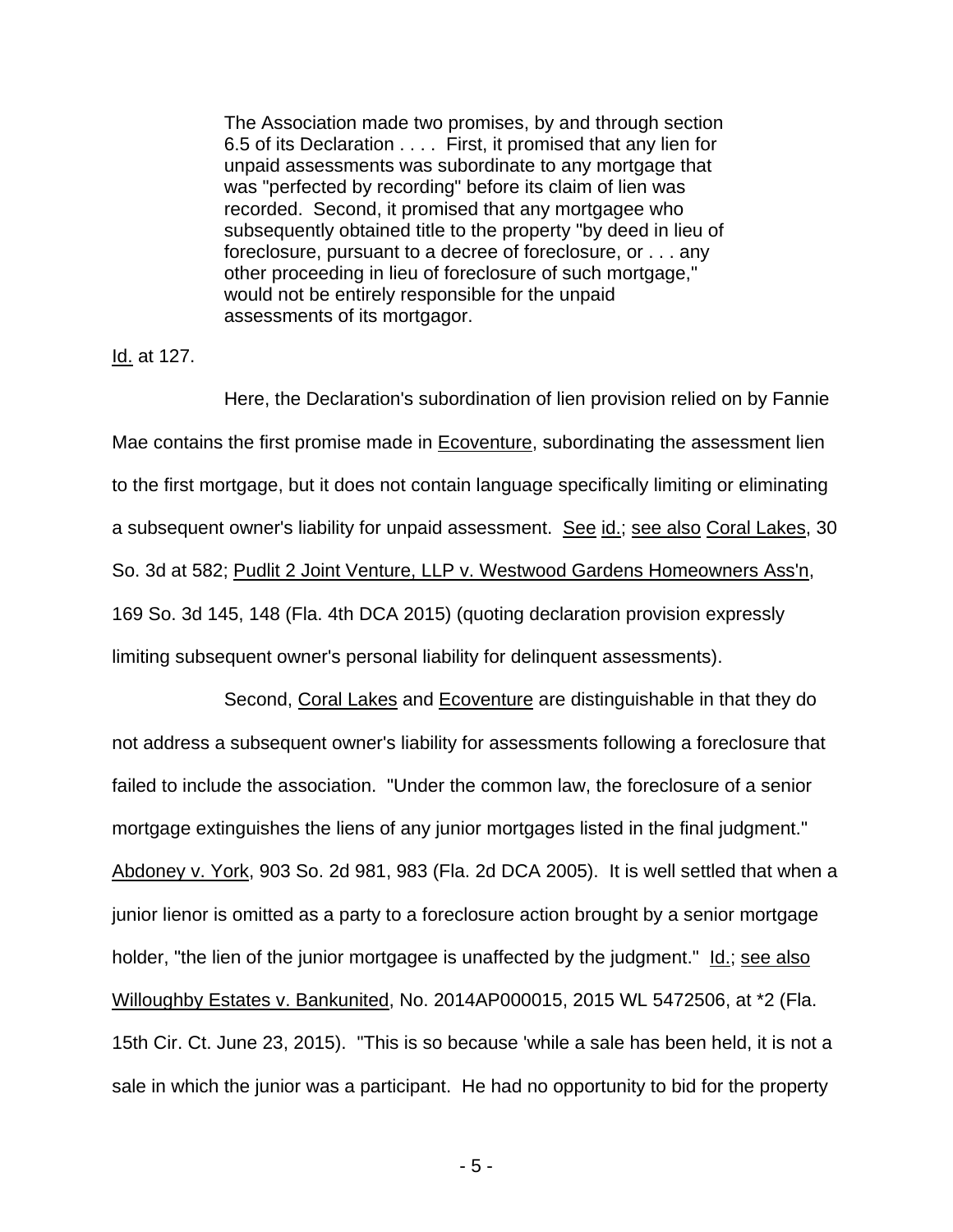> The Association made two promises, by and through section 6.5 of its Declaration . . . . First, it promised that any lien for unpaid assessments was subordinate to any mortgage that was "perfected by recording" before its claim of lien was recorded. Second, it promised that any mortgagee who subsequently obtained title to the property "by deed in lieu of foreclosure, pursuant to a decree of foreclosure, or . . . any other proceeding in lieu of foreclosure of such mortgage," would not be entirely responsible for the unpaid assessments of its mortgagor.

Id. at 127.

Here, the Declaration's subordination of lien provision relied on by Fannie Mae contains the first promise made in Ecoventure, subordinating the assessment lien to the first mortgage, but it does not contain language specifically limiting or eliminating a subsequent owner's liability for unpaid assessment. See id.; see also Coral Lakes, 30 So. 3d at 582; Pudlit 2 Joint Venture, LLP v. Westwood Gardens Homeowners Ass'n, 169 So. 3d 145, 148 (Fla. 4th DCA 2015) (quoting declaration provision expressly limiting subsequent owner's personal liability for delinquent assessments).

Second, Coral Lakes and Ecoventure are distinguishable in that they do not address a subsequent owner's liability for assessments following a foreclosure that failed to include the association. "Under the common law, the foreclosure of a senior mortgage extinguishes the liens of any junior mortgages listed in the final judgment." Abdoney v. York, 903 So. 2d 981, 983 (Fla. 2d DCA 2005). It is well settled that when a junior lienor is omitted as a party to a foreclosure action brought by a senior mortgage holder, "the lien of the junior mortgagee is unaffected by the judgment." Id.; see also Willoughby Estates v. Bankunited, No. 2014AP000015, 2015 WL 5472506, at *2 (Fla. 15th Cir. Ct. June 23, 2015). "This is so because 'while a sale has been held, it is not a sale in which the junior was a participant. He had no opportunity to bid for the property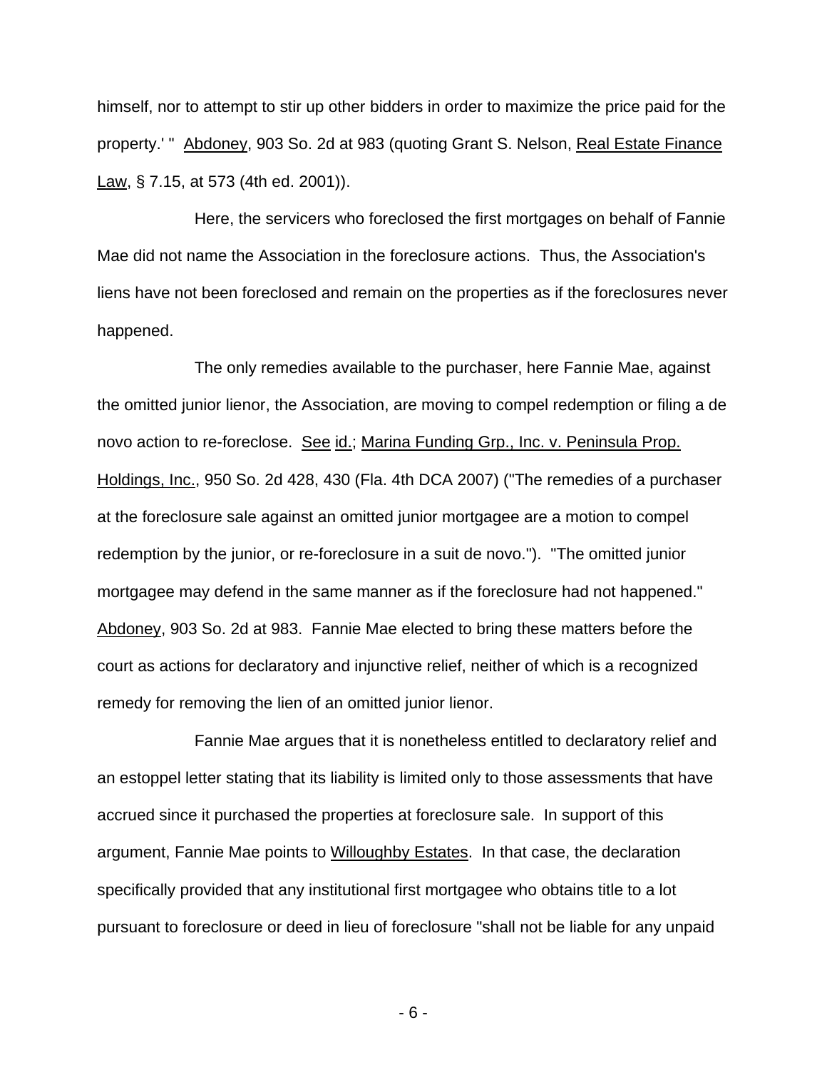himself, nor to attempt to stir up other bidders in order to maximize the price paid for the property.' " Abdoney, 903 So. 2d at 983 (quoting Grant S. Nelson, Real Estate Finance Law, § 7.15, at 573 (4th ed. 2001)).

Here, the servicers who foreclosed the first mortgages on behalf of Fannie Mae did not name the Association in the foreclosure actions. Thus, the Association's liens have not been foreclosed and remain on the properties as if the foreclosures never happened.

The only remedies available to the purchaser, here Fannie Mae, against the omitted junior lienor, the Association, are moving to compel redemption or filing a de novo action to re-foreclose. See id.; Marina Funding Grp., Inc. v. Peninsula Prop. Holdings, Inc., 950 So. 2d 428, 430 (Fla. 4th DCA 2007) ("The remedies of a purchaser at the foreclosure sale against an omitted junior mortgagee are a motion to compel redemption by the junior, or re-foreclosure in a suit de novo."). "The omitted junior mortgagee may defend in the same manner as if the foreclosure had not happened." Abdoney, 903 So. 2d at 983. Fannie Mae elected to bring these matters before the court as actions for declaratory and injunctive relief, neither of which is a recognized remedy for removing the lien of an omitted junior lienor.

Fannie Mae argues that it is nonetheless entitled to declaratory relief and an estoppel letter stating that its liability is limited only to those assessments that have accrued since it purchased the properties at foreclosure sale. In support of this argument, Fannie Mae points to Willoughby Estates. In that case, the declaration specifically provided that any institutional first mortgagee who obtains title to a lot pursuant to foreclosure or deed in lieu of foreclosure "shall not be liable for any unpaid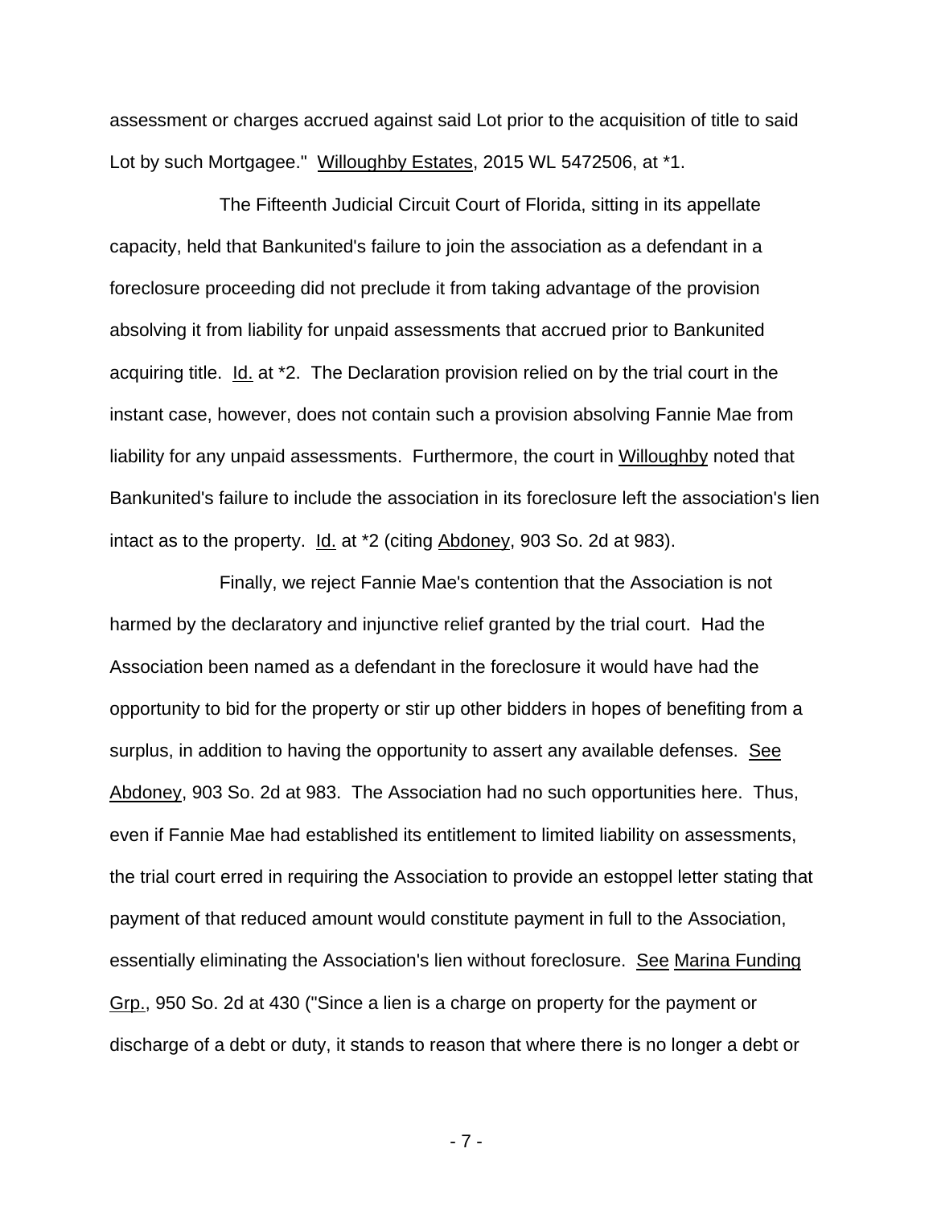assessment or charges accrued against said Lot prior to the acquisition of title to said Lot by such Mortgagee." Willoughby Estates, 2015 WL 5472506, at *1.

The Fifteenth Judicial Circuit Court of Florida, sitting in its appellate capacity, held that Bankunited's failure to join the association as a defendant in a foreclosure proceeding did not preclude it from taking advantage of the provision absolving it from liability for unpaid assessments that accrued prior to Bankunited acquiring title. Id. at *2. The Declaration provision relied on by the trial court in the instant case, however, does not contain such a provision absolving Fannie Mae from liability for any unpaid assessments. Furthermore, the court in Willoughby noted that Bankunited's failure to include the association in its foreclosure left the association's lien intact as to the property. Id. at *2 (citing Abdoney, 903 So. 2d at 983).

Finally, we reject Fannie Mae's contention that the Association is not harmed by the declaratory and injunctive relief granted by the trial court. Had the Association been named as a defendant in the foreclosure it would have had the opportunity to bid for the property or stir up other bidders in hopes of benefiting from a surplus, in addition to having the opportunity to assert any available defenses. See Abdoney, 903 So. 2d at 983. The Association had no such opportunities here. Thus, even if Fannie Mae had established its entitlement to limited liability on assessments, the trial court erred in requiring the Association to provide an estoppel letter stating that payment of that reduced amount would constitute payment in full to the Association, essentially eliminating the Association's lien without foreclosure. See Marina Funding Grp., 950 So. 2d at 430 ("Since a lien is a charge on property for the payment or discharge of a debt or duty, it stands to reason that where there is no longer a debt or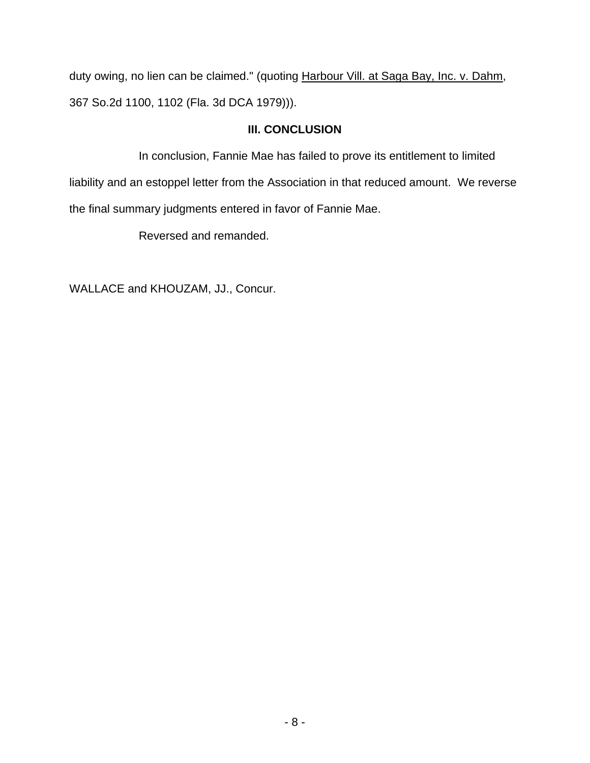duty owing, no lien can be claimed." (quoting Harbour Vill. at Saga Bay, Inc. v. Dahm, 367 So.2d 1100, 1102 (Fla. 3d DCA 1979))).

## III. CONCLUSION

In conclusion, Fannie Mae has failed to prove its entitlement to limited liability and an estoppel letter from the Association in that reduced amount. We reverse the final summary judgments entered in favor of Fannie Mae.

Reversed and remanded.

WALLACE and KHOUZAM, JJ., Concur.